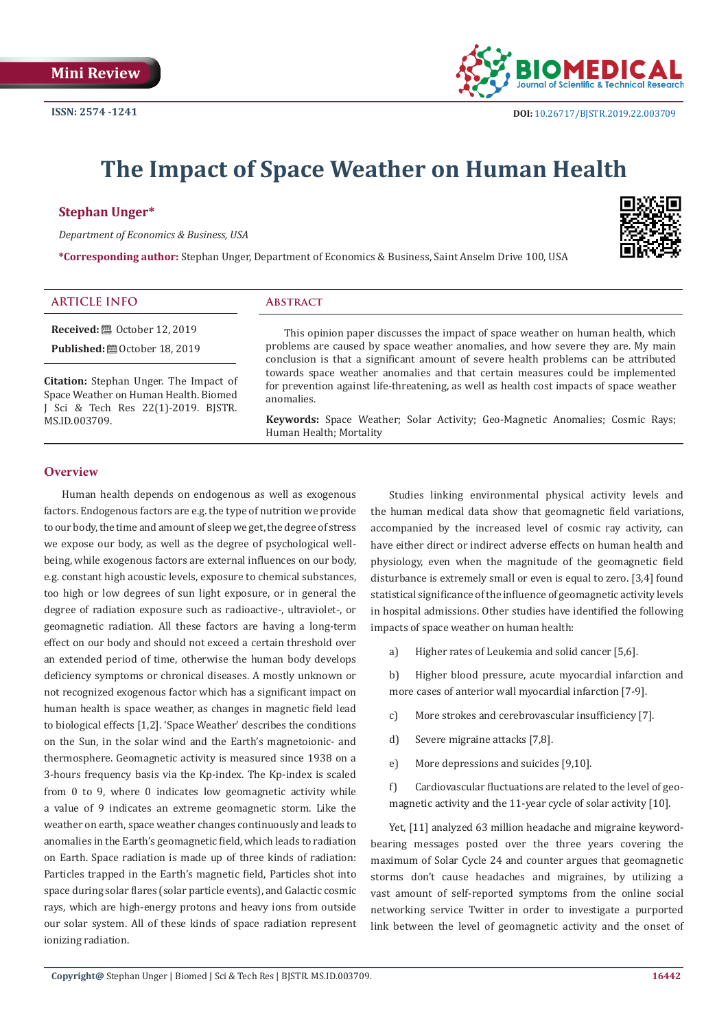Mini Review

ISSN: 2574 -1241

DOI: 10.26717/BJSTR.2019.22.003709

# The Impact of Space Weather on Human Health

**Stephan Unger***

*Department of Economics & Business, USA*

***Corresponding author:** Stephan Unger, Department of Economics & Business, Saint Anselm Drive 100, USA

## ARTICLE INFO

**Received:** October 12, 2019

**Published:** October 18, 2019

**Citation:** Stephan Unger. The Impact of Space Weather on Human Health. Biomed J Sci & Tech Res 22(1)-2019. BJSTR. MS.ID.003709.

## Abstract

This opinion paper discusses the impact of space weather on human health, which problems are caused by space weather anomalies, and how severe they are. My main conclusion is that a significant amount of severe health problems can be attributed towards space weather anomalies and that certain measures could be implemented for prevention against life-threatening, as well as health cost impacts of space weather anomalies.

**Keywords:** Space Weather; Solar Activity; Geo-Magnetic Anomalies; Cosmic Rays; Human Health; Mortality

## Overview

Human health depends on endogenous as well as exogenous factors. Endogenous factors are e.g. the type of nutrition we provide to our body, the time and amount of sleep we get, the degree of stress we expose our body, as well as the degree of psychological well-being, while exogenous factors are external influences on our body, e.g. constant high acoustic levels, exposure to chemical substances, too high or low degrees of sun light exposure, or in general the degree of radiation exposure such as radioactive-, ultraviolet-, or geomagnetic radiation. All these factors are having a long-term effect on our body and should not exceed a certain threshold over an extended period of time, otherwise the human body develops deficiency symptoms or chronical diseases. A mostly unknown or not recognized exogenous factor which has a significant impact on human health is space weather, as changes in magnetic field lead to biological effects [1,2]. 'Space Weather' describes the conditions on the Sun, in the solar wind and the Earth's magnetoionic- and thermosphere. Geomagnetic activity is measured since 1938 on a 3-hours frequency basis via the Kp-index. The Kp-index is scaled from 0 to 9, where 0 indicates low geomagnetic activity while a value of 9 indicates an extreme geomagnetic storm. Like the weather on earth, space weather changes continuously and leads to anomalies in the Earth's geomagnetic field, which leads to radiation on Earth. Space radiation is made up of three kinds of radiation: Particles trapped in the Earth's magnetic field, Particles shot into space during solar flares (solar particle events), and Galactic cosmic rays, which are high-energy protons and heavy ions from outside our solar system. All of these kinds of space radiation represent ionizing radiation.

Studies linking environmental physical activity levels and the human medical data show that geomagnetic field variations, accompanied by the increased level of cosmic ray activity, can have either direct or indirect adverse effects on human health and physiology, even when the magnitude of the geomagnetic field disturbance is extremely small or even is equal to zero. [3,4] found statistical significance of the influence of geomagnetic activity levels in hospital admissions. Other studies have identified the following impacts of space weather on human health:

a) Higher rates of Leukemia and solid cancer [5,6].

b) Higher blood pressure, acute myocardial infarction and more cases of anterior wall myocardial infarction [7-9].

c) More strokes and cerebrovascular insufficiency [7].

d) Severe migraine attacks [7,8].

e) More depressions and suicides [9,10].

f) Cardiovascular fluctuations are related to the level of geo-magnetic activity and the 11-year cycle of solar activity [10].

Yet, [11] analyzed 63 million headache and migraine keyword-bearing messages posted over the three years covering the maximum of Solar Cycle 24 and counter argues that geomagnetic storms don't cause headaches and migraines, by utilizing a vast amount of self-reported symptoms from the online social networking service Twitter in order to investigate a purported link between the level of geomagnetic activity and the onset of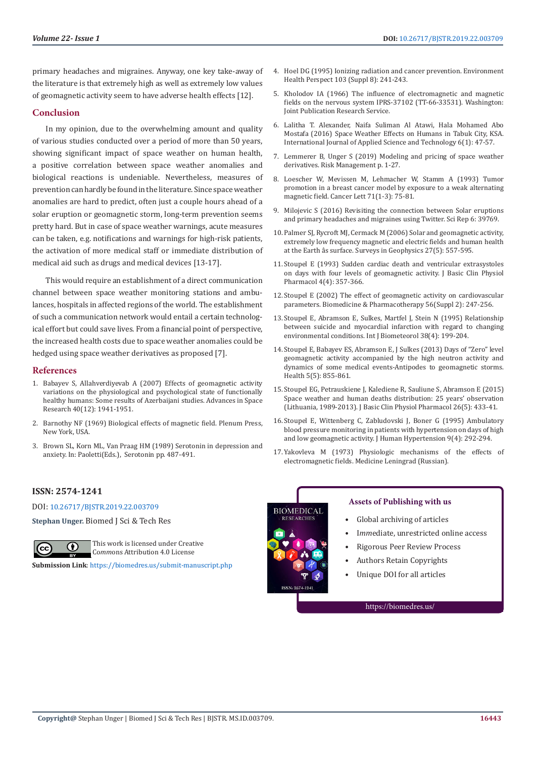primary headaches and migraines. Anyway, one key take-away of the literature is that extremely high as well as extremely low values of geomagnetic activity seem to have adverse health effects [12].

## Conclusion

In my opinion, due to the overwhelming amount and quality of various studies conducted over a period of more than 50 years, showing significant impact of space weather on human health, a positive correlation between space weather anomalies and biological reactions is undeniable. Nevertheless, measures of prevention can hardly be found in the literature. Since space weather anomalies are hard to predict, often just a couple hours ahead of a solar eruption or geomagnetic storm, long-term prevention seems pretty hard. But in case of space weather warnings, acute measures can be taken, e.g. notifications and warnings for high-risk patients, the activation of more medical staff or immediate distribution of medical aid such as drugs and medical devices [13-17].

This would require an establishment of a direct communication channel between space weather monitoring stations and ambulances, hospitals in affected regions of the world. The establishment of such a communication network would entail a certain technological effort but could save lives. From a financial point of perspective, the increased health costs due to space weather anomalies could be hedged using space weather derivatives as proposed [7].

## References

1. Babayev S, Allahverdiyevab A (2007) Effects of geomagnetic activity variations on the physiological and psychological state of functionally healthy humans: Some results of Azerbaijani studies. Advances in Space Research 40(12): 1941-1951.
2. Barnothy NF (1969) Biological effects of magnetic field. Plenum Press, New York, USA.
3. Brown SL, Korn ML, Van Praag HM (1989) Serotonin in depression and anxiety. In: Paoletti(Eds.), Serotonin pp. 487-491.
4. Hoel DG (1995) Ionizing radiation and cancer prevention. Environment Health Perspect 103 (Suppl 8): 241-243.
5. Kholodov IA (1966) The influence of electromagnetic and magnetic fields on the nervous system IPRS-37102 (TT-66-33531). Washington: Joint Publication Research Service.
6. Lalitha T. Alexander, Naifa Suliman Al Atawi, Hala Mohamed Abo Mostafa (2016) Space Weather Effects on Humans in Tabuk City, KSA. International Journal of Applied Science and Technology 6(1): 47-57.
7. Lemmerer B, Unger S (2019) Modeling and pricing of space weather derivatives. Risk Management p. 1-27.
8. Loescher W, Mevissen M, Lehmacher W, Stamm A (1993) Tumor promotion in a breast cancer model by exposure to a weak alternating magnetic field. Cancer Lett 71(1-3): 75-81.
9. Milojevic S (2016) Revisiting the connection between Solar eruptions and primary headaches and migraines using Twitter. Sci Rep 6: 39769.
10. Palmer SJ, Rycroft MJ, Cermack M (2006) Solar and geomagnetic activity, extremely low frequency magnetic and electric fields and human health at the Earth âs surface. Surveys in Geophysics 27(5): 557-595.
11. Stoupel E (1993) Sudden cardiac death and ventricular extrasystoles on days with four levels of geomagnetic activity. J Basic Clin Physiol Pharmacol 4(4): 357-366.
12. Stoupel E (2002) The effect of geomagnetic activity on cardiovascular parameters. Biomedicine & Pharmacotherapy 56(Suppl 2): 247-256.
13. Stoupel E, Abramson E, Sulkes, Martfel J, Stein N (1995) Relationship between suicide and myocardial infarction with regard to changing environmental conditions. Int J Biometeorol 38(4): 199-204.
14. Stoupel E, Babayev ES, Abramson E, J Sulkes (2013) Days of "Zero" level geomagnetic activity accompanied by the high neutron activity and dynamics of some medical events-Antipodes to geomagnetic storms. Health 5(5): 855-861.
15. Stoupel EG, Petrauskiene J, Kalediene R, Sauliune S, Abramson E (2015) Space weather and human deaths distribution: 25 years' observation (Lithuania, 1989-2013). J Basic Clin Physiol Pharmacol 26(5): 433-41.
16. Stoupel E, Wittenberg C, Zabludovski J, Boner G (1995) Ambulatory blood pressure monitoring in patients with hypertension on days of high and low geomagnetic activity. J Human Hypertension 9(4): 292-294.
17. Yakovleva M (1973) Physiologic mechanisms of the effects of electromagnetic fields. Medicine Leningrad (Russian).

**ISSN: 2574-1241**

DOI: 10.26717/BJSTR.2019.22.003709

**Stephan Unger.** Biomed J Sci & Tech Res

This work is licensed under Creative Commons Attribution 4.0 License

**Submission Link**: https://biomedres.us/submit-manuscript.php

**Assets of Publishing with us**

- Global archiving of articles
- Immediate, unrestricted online access
- Rigorous Peer Review Process
- Authors Retain Copyrights
- Unique DOI for all articles

https://biomedres.us/